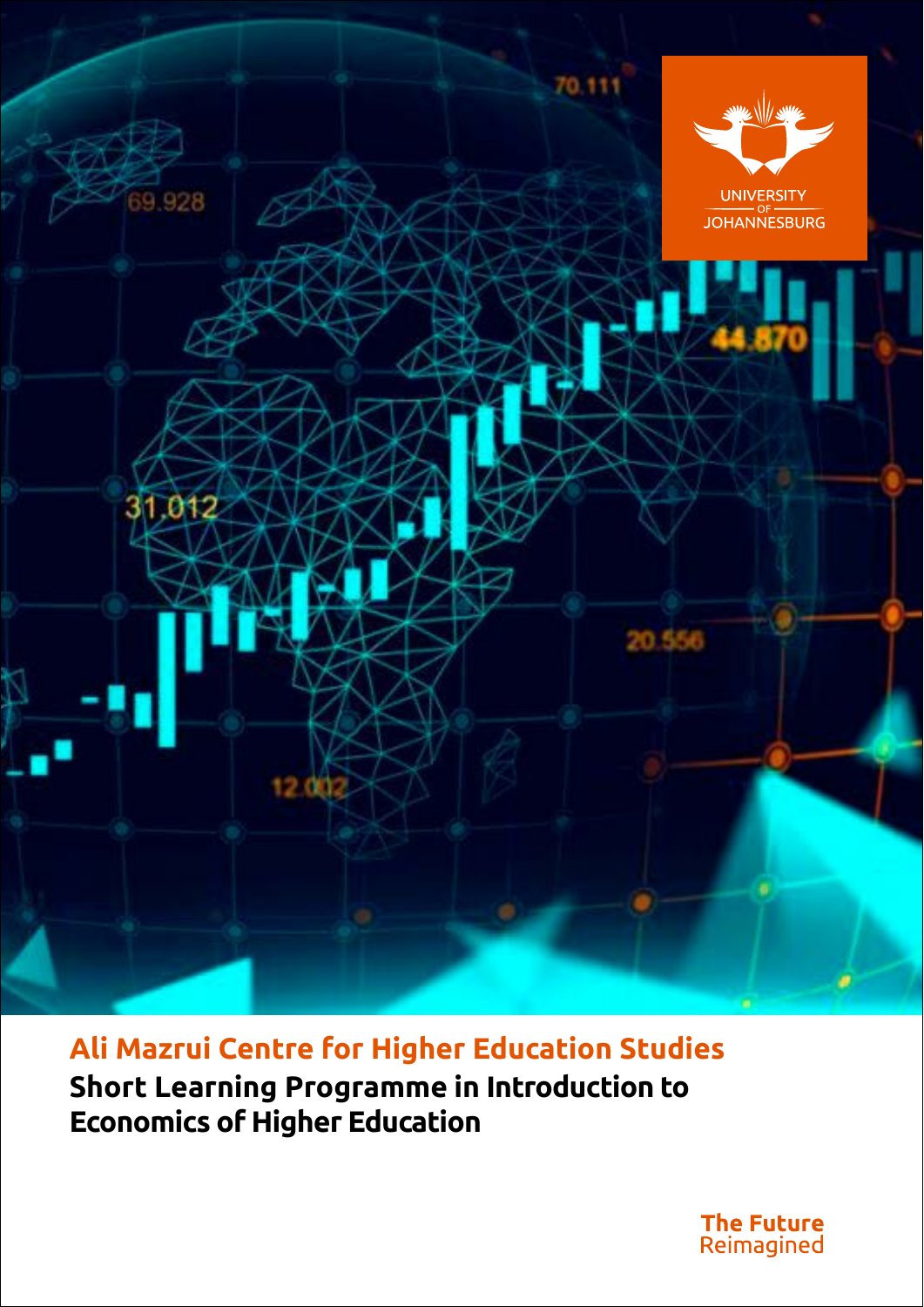UNIVERSITY OF JOHANNESBURG

## Ali Mazrui Centre for Higher Education Studies

**Short Learning Programme in Introduction to Economics of Higher Education**

**The Future** Reimagined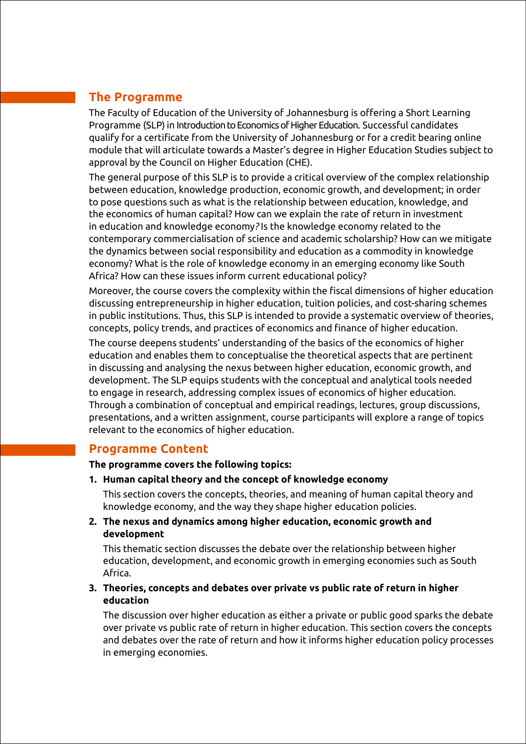## The Programme

The Faculty of Education of the University of Johannesburg is offering a Short Learning Programme (SLP) in Introduction to Economics of Higher Education. Successful candidates qualify for a certificate from the University of Johannesburg or for a credit bearing online module that will articulate towards a Master's degree in Higher Education Studies subject to approval by the Council on Higher Education (CHE).

The general purpose of this SLP is to provide a critical overview of the complex relationship between education, knowledge production, economic growth, and development; in order to pose questions such as what is the relationship between education, knowledge, and the economics of human capital? How can we explain the rate of return in investment in education and knowledge economy? Is the knowledge economy related to the contemporary commercialisation of science and academic scholarship? How can we mitigate the dynamics between social responsibility and education as a commodity in knowledge economy? What is the role of knowledge economy in an emerging economy like South Africa? How can these issues inform current educational policy?

Moreover, the course covers the complexity within the fiscal dimensions of higher education discussing entrepreneurship in higher education, tuition policies, and cost-sharing schemes in public institutions. Thus, this SLP is intended to provide a systematic overview of theories, concepts, policy trends, and practices of economics and finance of higher education.

The course deepens students' understanding of the basics of the economics of higher education and enables them to conceptualise the theoretical aspects that are pertinent in discussing and analysing the nexus between higher education, economic growth, and development. The SLP equips students with the conceptual and analytical tools needed to engage in research, addressing complex issues of economics of higher education. Through a combination of conceptual and empirical readings, lectures, group discussions, presentations, and a written assignment, course participants will explore a range of topics relevant to the economics of higher education.

## Programme Content

**The programme covers the following topics:**

1. **Human capital theory and the concept of knowledge economy**

   This section covers the concepts, theories, and meaning of human capital theory and knowledge economy, and the way they shape higher education policies.

2. **The nexus and dynamics among higher education, economic growth and development**

   This thematic section discusses the debate over the relationship between higher education, development, and economic growth in emerging economies such as South Africa.

3. **Theories, concepts and debates over private vs public rate of return in higher education**

   The discussion over higher education as either a private or public good sparks the debate over private vs public rate of return in higher education. This section covers the concepts and debates over the rate of return and how it informs higher education policy processes in emerging economies.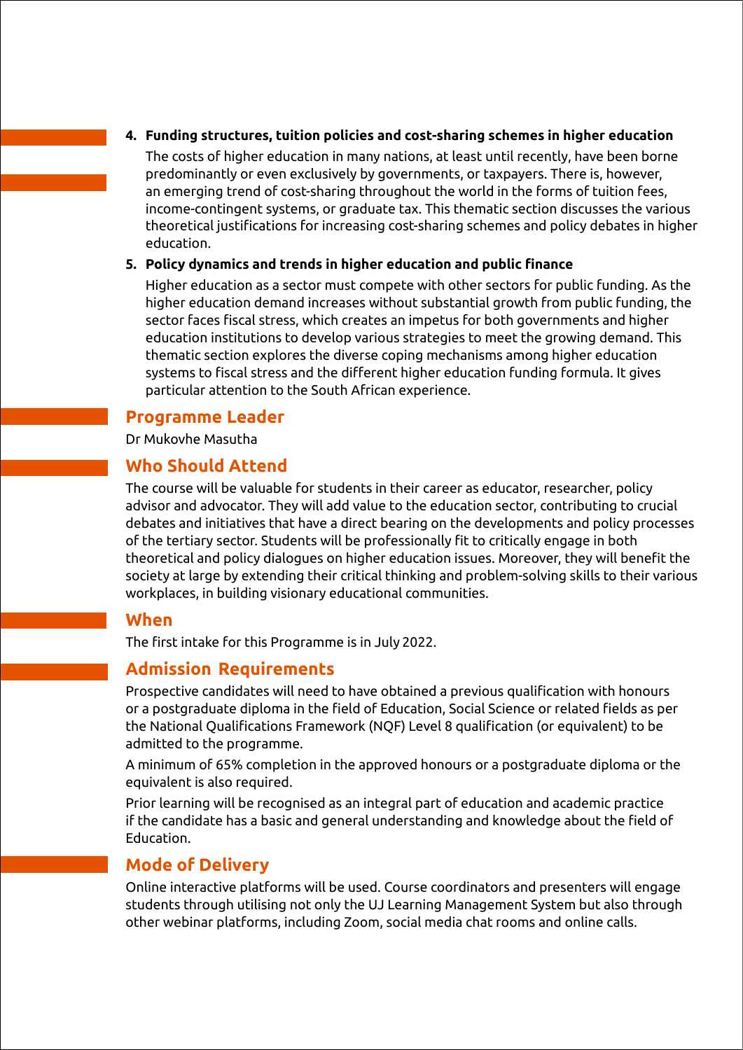4. **Funding structures, tuition policies and cost-sharing schemes in higher education**

   The costs of higher education in many nations, at least until recently, have been borne predominantly or even exclusively by governments, or taxpayers. There is, however, an emerging trend of cost-sharing throughout the world in the forms of tuition fees, income-contingent systems, or graduate tax. This thematic section discusses the various theoretical justifications for increasing cost-sharing schemes and policy debates in higher education.

5. **Policy dynamics and trends in higher education and public finance**

   Higher education as a sector must compete with other sectors for public funding. As the higher education demand increases without substantial growth from public funding, the sector faces fiscal stress, which creates an impetus for both governments and higher education institutions to develop various strategies to meet the growing demand. This thematic section explores the diverse coping mechanisms among higher education systems to fiscal stress and the different higher education funding formula. It gives particular attention to the South African experience.

## Programme Leader

Dr Mukovhe Masutha

## Who Should Attend

The course will be valuable for students in their career as educator, researcher, policy advisor and advocator. They will add value to the education sector, contributing to crucial debates and initiatives that have a direct bearing on the developments and policy processes of the tertiary sector. Students will be professionally fit to critically engage in both theoretical and policy dialogues on higher education issues. Moreover, they will benefit the society at large by extending their critical thinking and problem-solving skills to their various workplaces, in building visionary educational communities.

## When

The first intake for this Programme is in July 2022.

## Admission Requirements

Prospective candidates will need to have obtained a previous qualification with honours or a postgraduate diploma in the field of Education, Social Science or related fields as per the National Qualifications Framework (NQF) Level 8 qualification (or equivalent) to be admitted to the programme.

A minimum of 65% completion in the approved honours or a postgraduate diploma or the equivalent is also required.

Prior learning will be recognised as an integral part of education and academic practice if the candidate has a basic and general understanding and knowledge about the field of Education.

## Mode of Delivery

Online interactive platforms will be used. Course coordinators and presenters will engage students through utilising not only the UJ Learning Management System but also through other webinar platforms, including Zoom, social media chat rooms and online calls.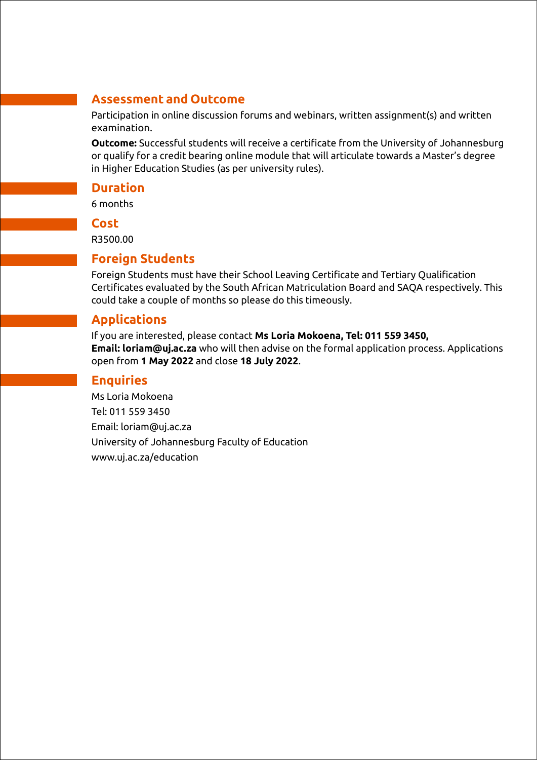## Assessment and Outcome

Participation in online discussion forums and webinars, written assignment(s) and written examination.

**Outcome:** Successful students will receive a certificate from the University of Johannesburg or qualify for a credit bearing online module that will articulate towards a Master's degree in Higher Education Studies (as per university rules).

## Duration

6 months

## Cost

R3500.00

## Foreign Students

Foreign Students must have their School Leaving Certificate and Tertiary Qualification Certificates evaluated by the South African Matriculation Board and SAQA respectively. This could take a couple of months so please do this timeously.

## Applications

If you are interested, please contact **Ms Loria Mokoena, Tel: 011 559 3450, Email: loriam@uj.ac.za** who will then advise on the formal application process. Applications open from **1 May 2022** and close **18 July 2022**.

## Enquiries

Ms Loria Mokoena

Tel: 011 559 3450

Email: loriam@uj.ac.za

University of Johannesburg Faculty of Education

www.uj.ac.za/education